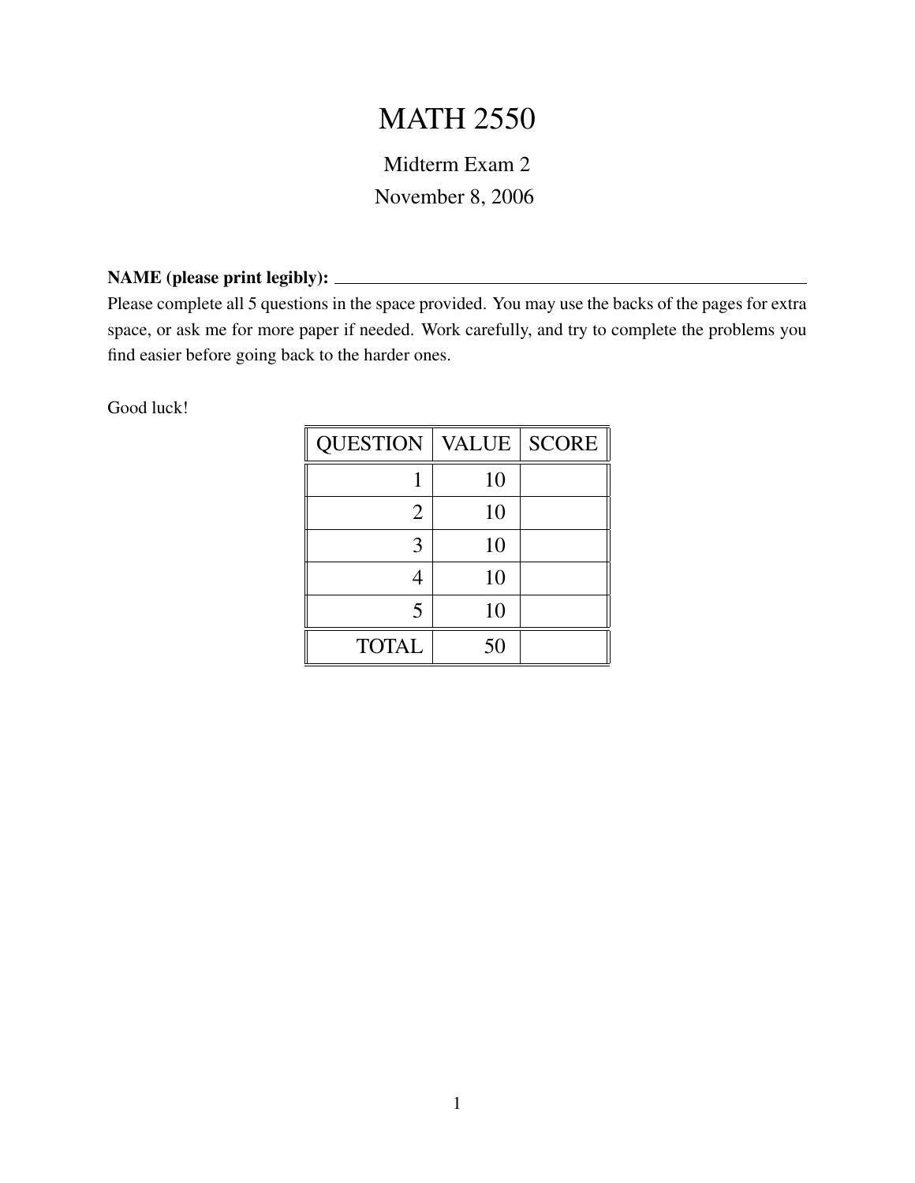# MATH 2550

## Midterm Exam 2

November 8, 2006

**NAME (please print legibly):** ______________________________

Please complete all 5 questions in the space provided. You may use the backs of the pages for extra space, or ask me for more paper if needed. Work carefully, and try to complete the problems you find easier before going back to the harder ones.

Good luck!

| QUESTION | VALUE | SCORE |
|---|---|---|
| 1 | 10 | |
| 2 | 10 | |
| 3 | 10 | |
| 4 | 10 | |
| 5 | 10 | |
| TOTAL | 50 | |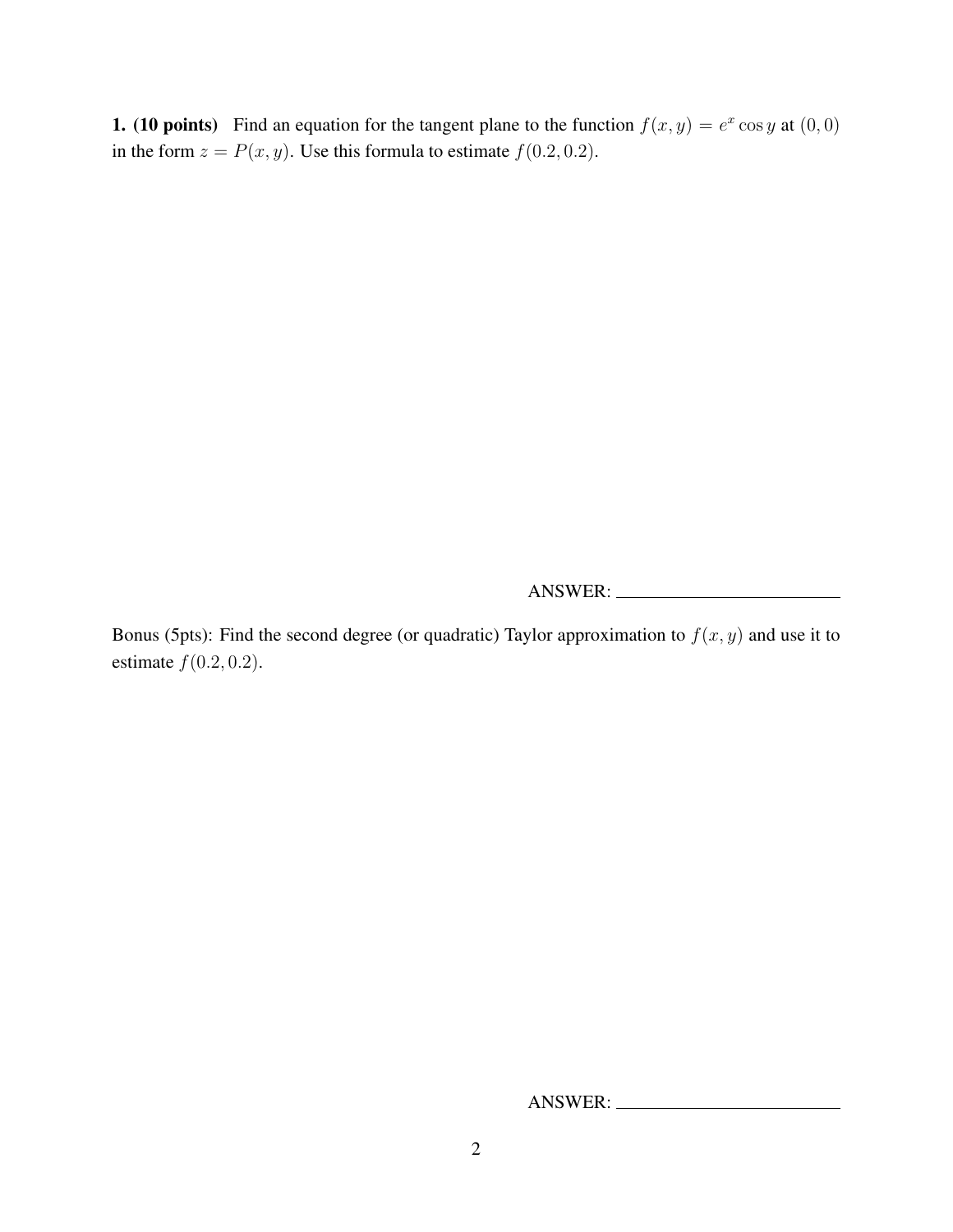**1. (10 points)** Find an equation for the tangent plane to the function $f(x, y) = e^x \cos y$ at $(0, 0)$ in the form $z = P(x, y)$. Use this formula to estimate $f(0.2, 0.2)$.

ANSWER: ________________________

Bonus (5pts): Find the second degree (or quadratic) Taylor approximation to $f(x, y)$ and use it to estimate $f(0.2, 0.2)$.

ANSWER: ________________________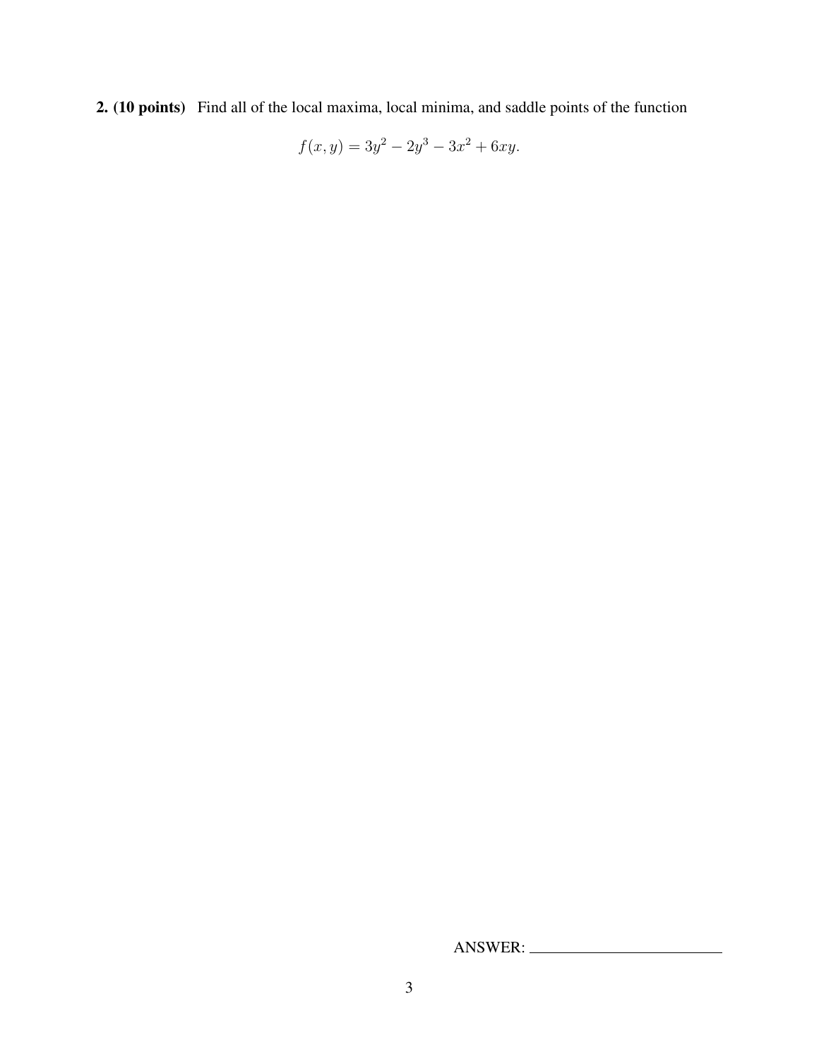**2. (10 points)** Find all of the local maxima, local minima, and saddle points of the function

$$f(x, y) = 3y^2 - 2y^3 - 3x^2 + 6xy.$$

ANSWER: \_\_\_\_\_\_\_\_\_\_\_\_\_\_\_\_\_\_\_\_\_\_\_\_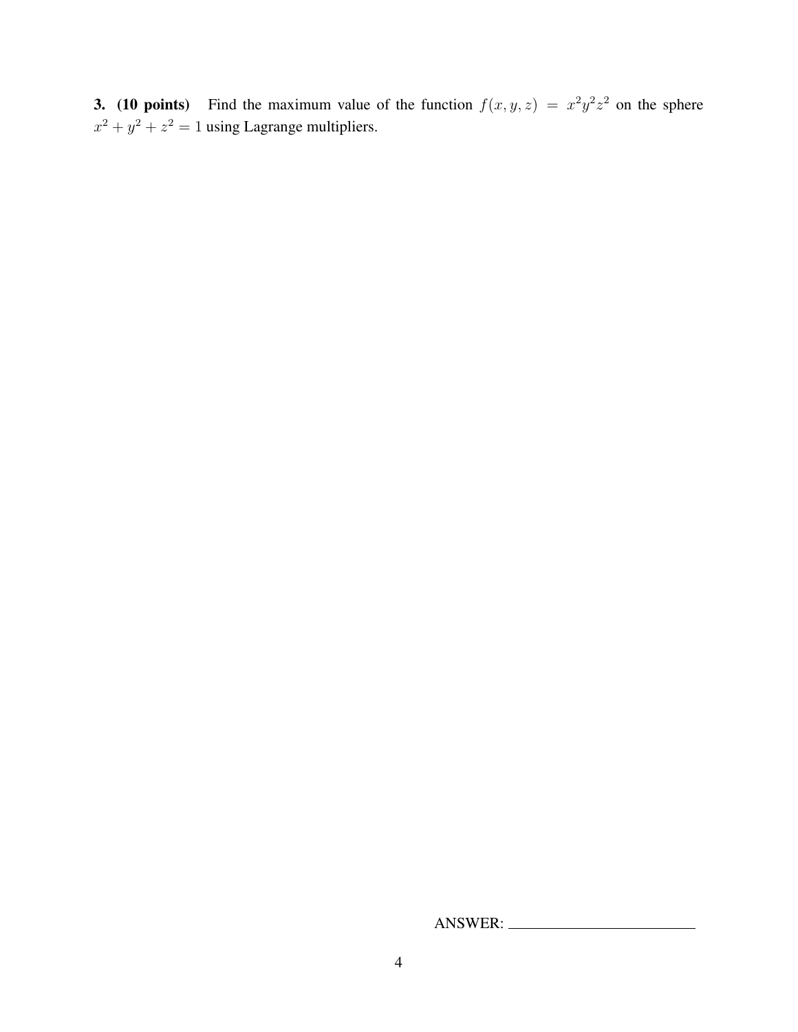**3. (10 points)** Find the maximum value of the function $f(x, y, z) = x^2y^2z^2$ on the sphere $x^2 + y^2 + z^2 = 1$ using Lagrange multipliers.

ANSWER: ______________________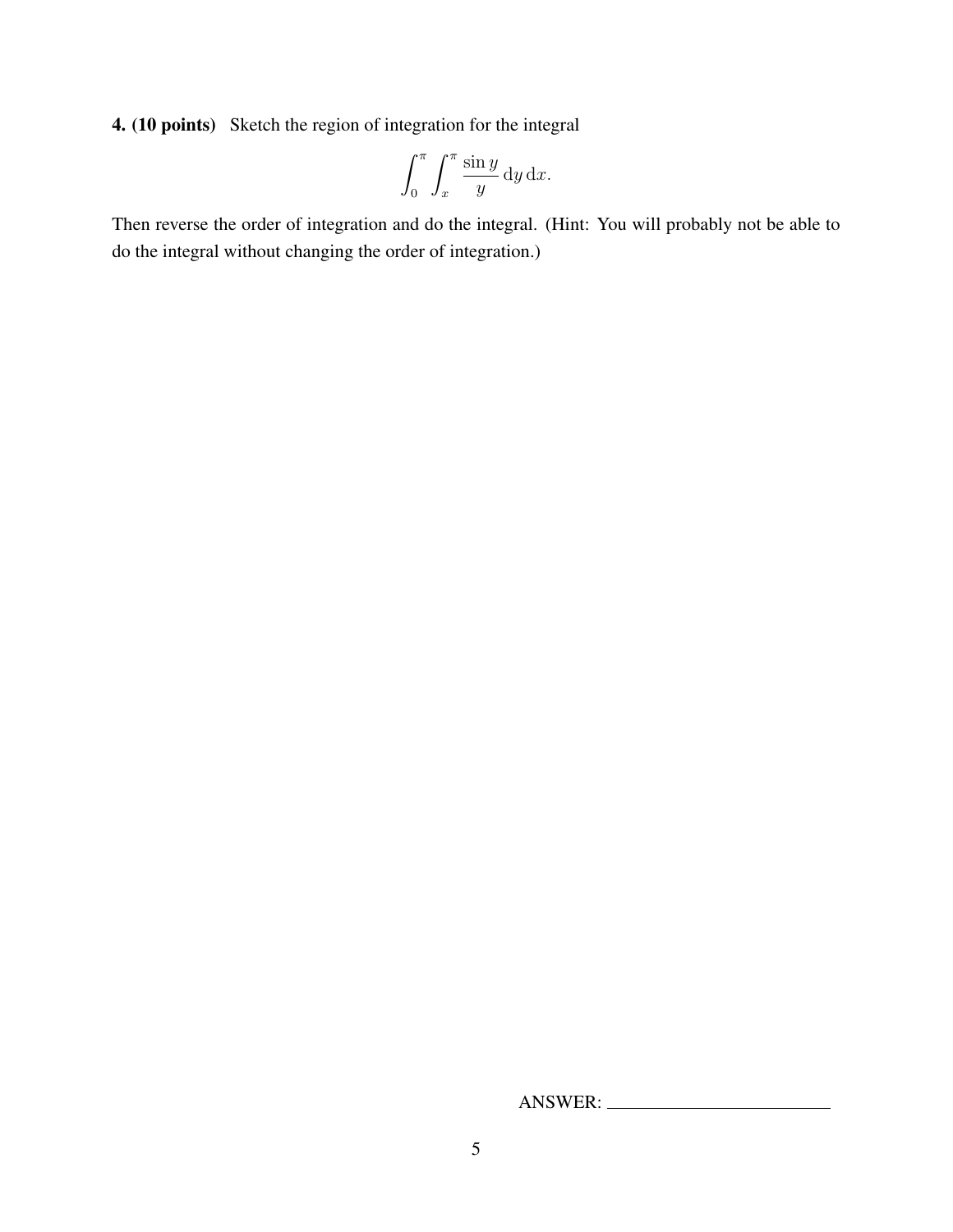**4. (10 points)** Sketch the region of integration for the integral

$$\int_0^\pi \int_x^\pi \frac{\sin y}{y} \, \mathrm{d}y \, \mathrm{d}x.$$

Then reverse the order of integration and do the integral. (Hint: You will probably not be able to do the integral without changing the order of integration.)

ANSWER: \_\_\_\_\_\_\_\_\_\_\_\_\_\_\_\_\_\_\_\_\_\_\_\_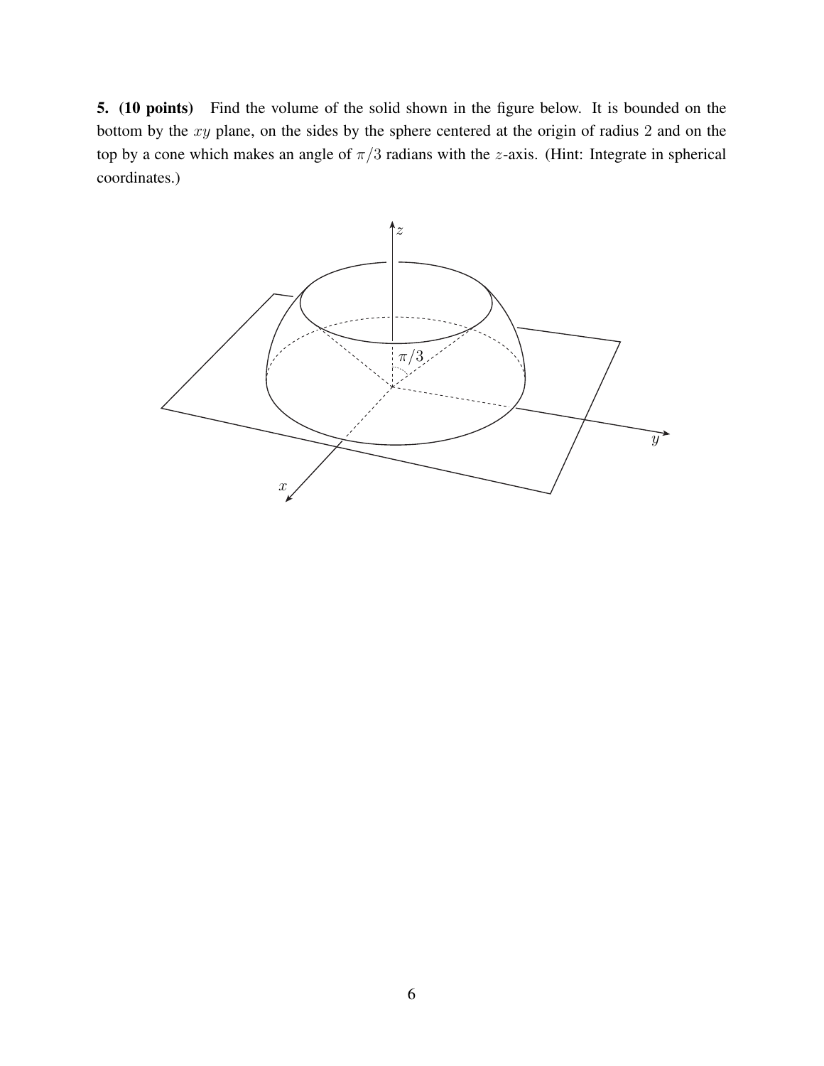**5. (10 points)** Find the volume of the solid shown in the figure below. It is bounded on the bottom by the $xy$ plane, on the sides by the sphere centered at the origin of radius 2 and on the top by a cone which makes an angle of $\pi/3$ radians with the $z$-axis. (Hint: Integrate in spherical coordinates.)

$z$

$\pi/3$

$y$

$x$